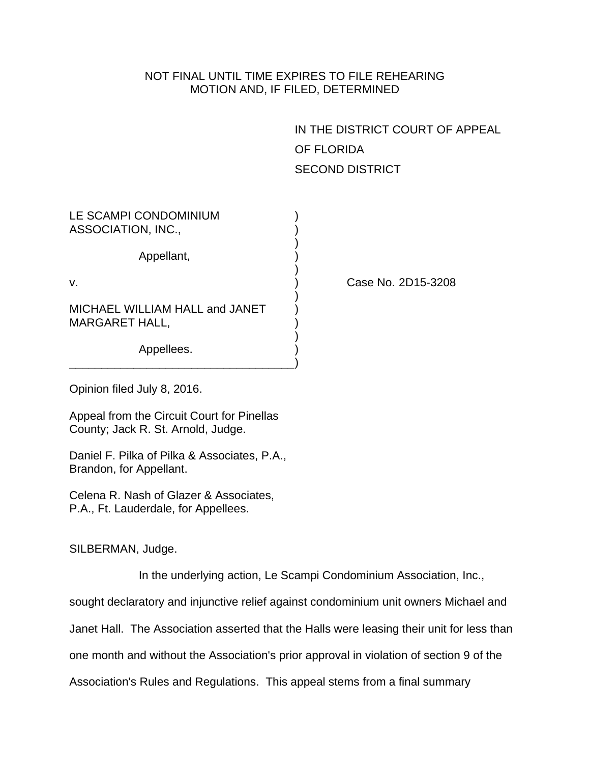NOT FINAL UNTIL TIME EXPIRES TO FILE REHEARING
MOTION AND, IF FILED, DETERMINED

IN THE DISTRICT COURT OF APPEAL
OF FLORIDA
SECOND DISTRICT

LE SCAMPI CONDOMINIUM ASSOCIATION, INC.,

Appellant,

v.

MICHAEL WILLIAM HALL and JANET MARGARET HALL,

Appellees.

Case No. 2D15-3208

Opinion filed July 8, 2016.

Appeal from the Circuit Court for Pinellas County; Jack R. St. Arnold, Judge.

Daniel F. Pilka of Pilka & Associates, P.A., Brandon, for Appellant.

Celena R. Nash of Glazer & Associates, P.A., Ft. Lauderdale, for Appellees.

SILBERMAN, Judge.

In the underlying action, Le Scampi Condominium Association, Inc., sought declaratory and injunctive relief against condominium unit owners Michael and Janet Hall. The Association asserted that the Halls were leasing their unit for less than one month and without the Association's prior approval in violation of section 9 of the Association's Rules and Regulations. This appeal stems from a final summary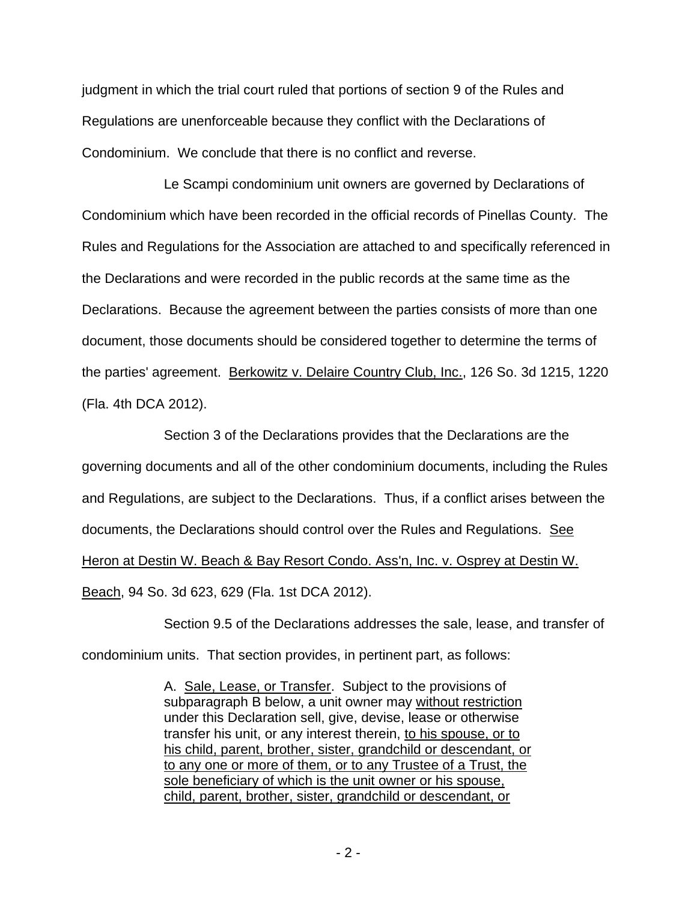judgment in which the trial court ruled that portions of section 9 of the Rules and Regulations are unenforceable because they conflict with the Declarations of Condominium. We conclude that there is no conflict and reverse.

Le Scampi condominium unit owners are governed by Declarations of Condominium which have been recorded in the official records of Pinellas County. The Rules and Regulations for the Association are attached to and specifically referenced in the Declarations and were recorded in the public records at the same time as the Declarations. Because the agreement between the parties consists of more than one document, those documents should be considered together to determine the terms of the parties' agreement. Berkowitz v. Delaire Country Club, Inc., 126 So. 3d 1215, 1220 (Fla. 4th DCA 2012).

Section 3 of the Declarations provides that the Declarations are the governing documents and all of the other condominium documents, including the Rules and Regulations, are subject to the Declarations. Thus, if a conflict arises between the documents, the Declarations should control over the Rules and Regulations. See Heron at Destin W. Beach & Bay Resort Condo. Ass'n, Inc. v. Osprey at Destin W. Beach, 94 So. 3d 623, 629 (Fla. 1st DCA 2012).

Section 9.5 of the Declarations addresses the sale, lease, and transfer of condominium units. That section provides, in pertinent part, as follows:

> A. Sale, Lease, or Transfer. Subject to the provisions of subparagraph B below, a unit owner may without restriction under this Declaration sell, give, devise, lease or otherwise transfer his unit, or any interest therein, to his spouse, or to his child, parent, brother, sister, grandchild or descendant, or to any one or more of them, or to any Trustee of a Trust, the sole beneficiary of which is the unit owner or his spouse, child, parent, brother, sister, grandchild or descendant, or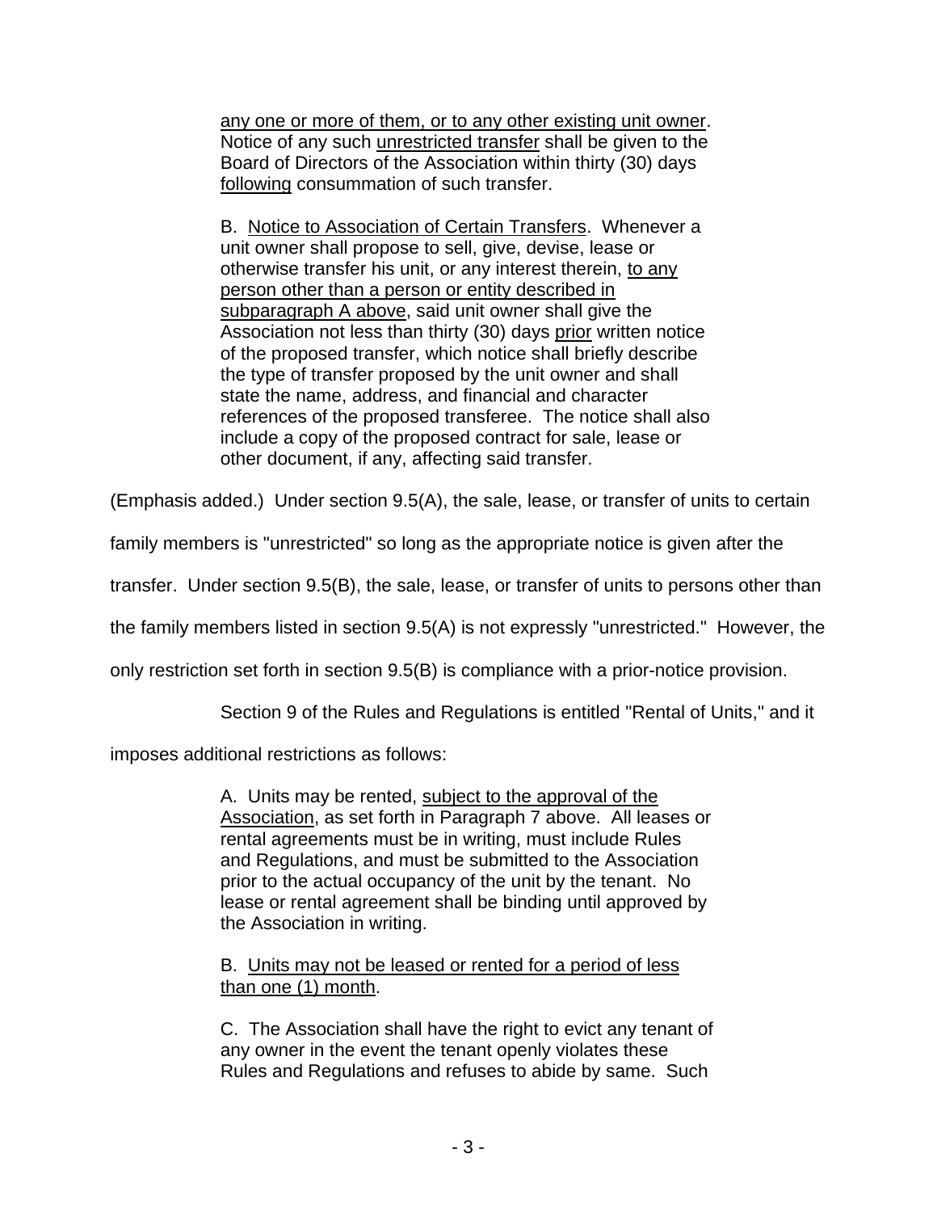> any one or more of them, or to any other existing unit owner. Notice of any such unrestricted transfer shall be given to the Board of Directors of the Association within thirty (30) days following consummation of such transfer.
>
> B. Notice to Association of Certain Transfers. Whenever a unit owner shall propose to sell, give, devise, lease or otherwise transfer his unit, or any interest therein, to any person other than a person or entity described in subparagraph A above, said unit owner shall give the Association not less than thirty (30) days prior written notice of the proposed transfer, which notice shall briefly describe the type of transfer proposed by the unit owner and shall state the name, address, and financial and character references of the proposed transferee. The notice shall also include a copy of the proposed contract for sale, lease or other document, if any, affecting said transfer.

(Emphasis added.) Under section 9.5(A), the sale, lease, or transfer of units to certain family members is "unrestricted" so long as the appropriate notice is given after the transfer. Under section 9.5(B), the sale, lease, or transfer of units to persons other than the family members listed in section 9.5(A) is not expressly "unrestricted." However, the only restriction set forth in section 9.5(B) is compliance with a prior-notice provision.

Section 9 of the Rules and Regulations is entitled "Rental of Units," and it imposes additional restrictions as follows:

> A. Units may be rented, subject to the approval of the Association, as set forth in Paragraph 7 above. All leases or rental agreements must be in writing, must include Rules and Regulations, and must be submitted to the Association prior to the actual occupancy of the unit by the tenant. No lease or rental agreement shall be binding until approved by the Association in writing.
>
> B. Units may not be leased or rented for a period of less than one (1) month.
>
> C. The Association shall have the right to evict any tenant of any owner in the event the tenant openly violates these Rules and Regulations and refuses to abide by same. Such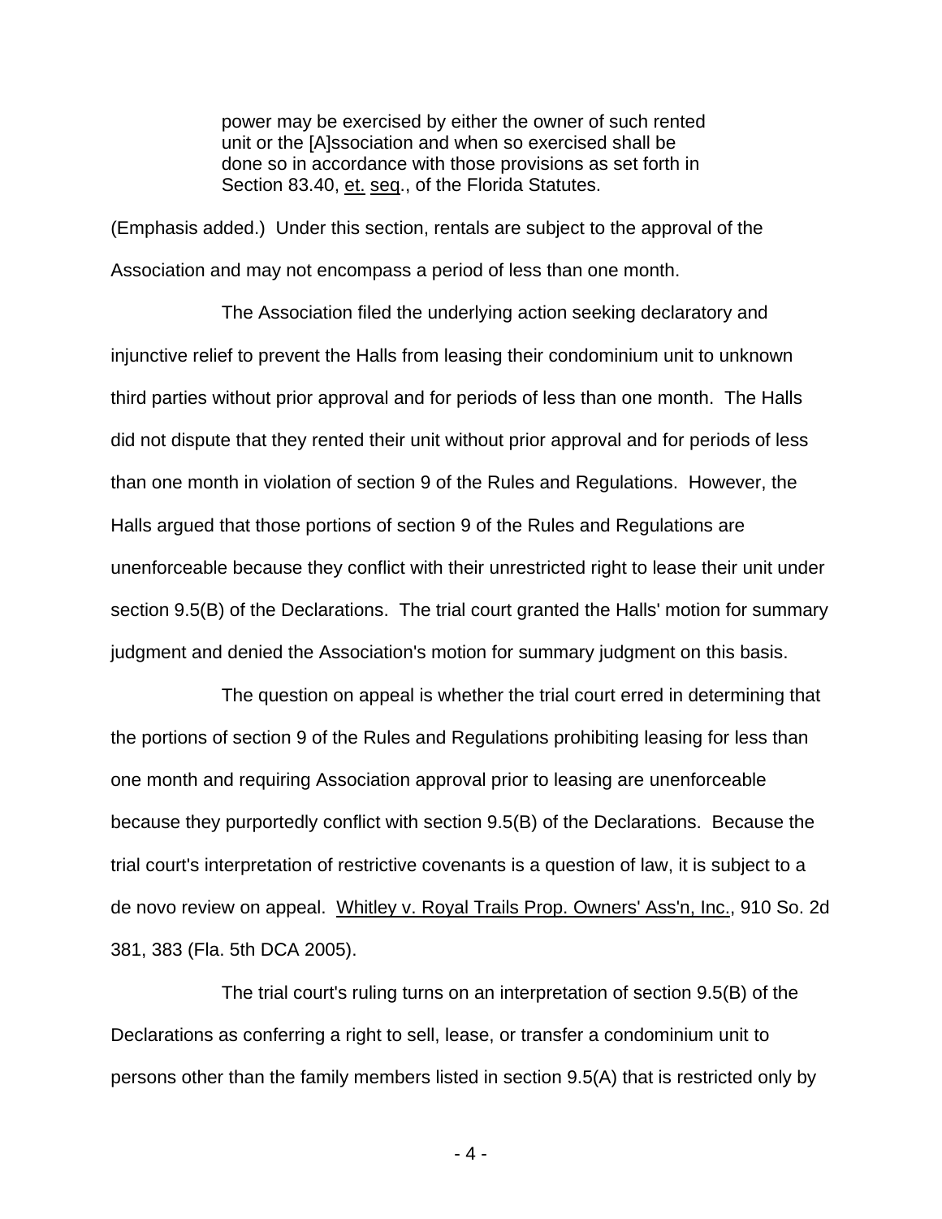> power may be exercised by either the owner of such rented unit or the [A]ssociation and when so exercised shall be done so in accordance with those provisions as set forth in Section 83.40, <u>et.</u> <u>seq</u>., of the Florida Statutes.

(Emphasis added.) Under this section, rentals are subject to the approval of the Association and may not encompass a period of less than one month.

The Association filed the underlying action seeking declaratory and injunctive relief to prevent the Halls from leasing their condominium unit to unknown third parties without prior approval and for periods of less than one month. The Halls did not dispute that they rented their unit without prior approval and for periods of less than one month in violation of section 9 of the Rules and Regulations. However, the Halls argued that those portions of section 9 of the Rules and Regulations are unenforceable because they conflict with their unrestricted right to lease their unit under section 9.5(B) of the Declarations. The trial court granted the Halls' motion for summary judgment and denied the Association's motion for summary judgment on this basis.

The question on appeal is whether the trial court erred in determining that the portions of section 9 of the Rules and Regulations prohibiting leasing for less than one month and requiring Association approval prior to leasing are unenforceable because they purportedly conflict with section 9.5(B) of the Declarations. Because the trial court's interpretation of restrictive covenants is a question of law, it is subject to a de novo review on appeal. <u>Whitley v. Royal Trails Prop. Owners' Ass'n, Inc.</u>, 910 So. 2d 381, 383 (Fla. 5th DCA 2005).

The trial court's ruling turns on an interpretation of section 9.5(B) of the Declarations as conferring a right to sell, lease, or transfer a condominium unit to persons other than the family members listed in section 9.5(A) that is restricted only by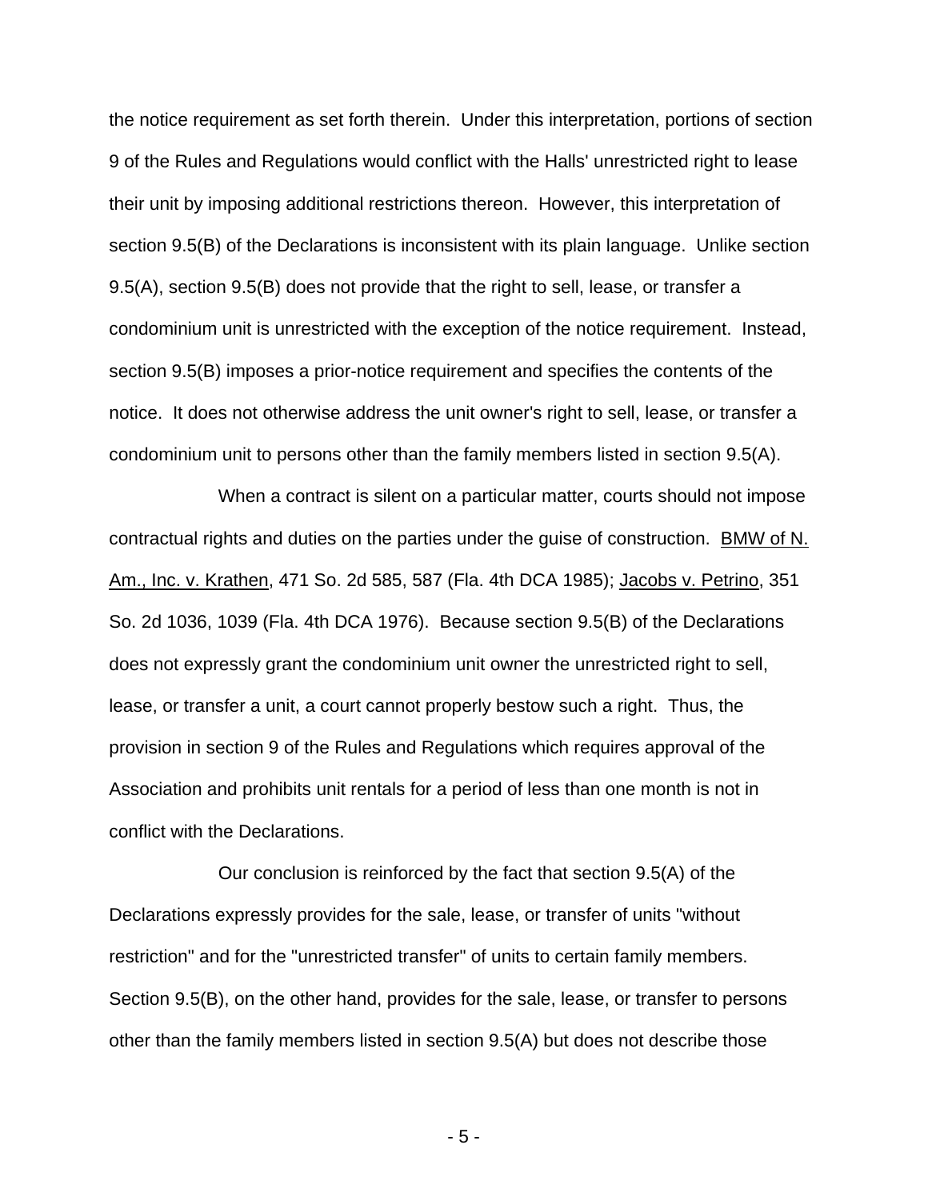the notice requirement as set forth therein. Under this interpretation, portions of section 9 of the Rules and Regulations would conflict with the Halls' unrestricted right to lease their unit by imposing additional restrictions thereon. However, this interpretation of section 9.5(B) of the Declarations is inconsistent with its plain language. Unlike section 9.5(A), section 9.5(B) does not provide that the right to sell, lease, or transfer a condominium unit is unrestricted with the exception of the notice requirement. Instead, section 9.5(B) imposes a prior-notice requirement and specifies the contents of the notice. It does not otherwise address the unit owner's right to sell, lease, or transfer a condominium unit to persons other than the family members listed in section 9.5(A).

When a contract is silent on a particular matter, courts should not impose contractual rights and duties on the parties under the guise of construction. BMW of N. Am., Inc. v. Krathen, 471 So. 2d 585, 587 (Fla. 4th DCA 1985); Jacobs v. Petrino, 351 So. 2d 1036, 1039 (Fla. 4th DCA 1976). Because section 9.5(B) of the Declarations does not expressly grant the condominium unit owner the unrestricted right to sell, lease, or transfer a unit, a court cannot properly bestow such a right. Thus, the provision in section 9 of the Rules and Regulations which requires approval of the Association and prohibits unit rentals for a period of less than one month is not in conflict with the Declarations.

Our conclusion is reinforced by the fact that section 9.5(A) of the Declarations expressly provides for the sale, lease, or transfer of units "without restriction" and for the "unrestricted transfer" of units to certain family members. Section 9.5(B), on the other hand, provides for the sale, lease, or transfer to persons other than the family members listed in section 9.5(A) but does not describe those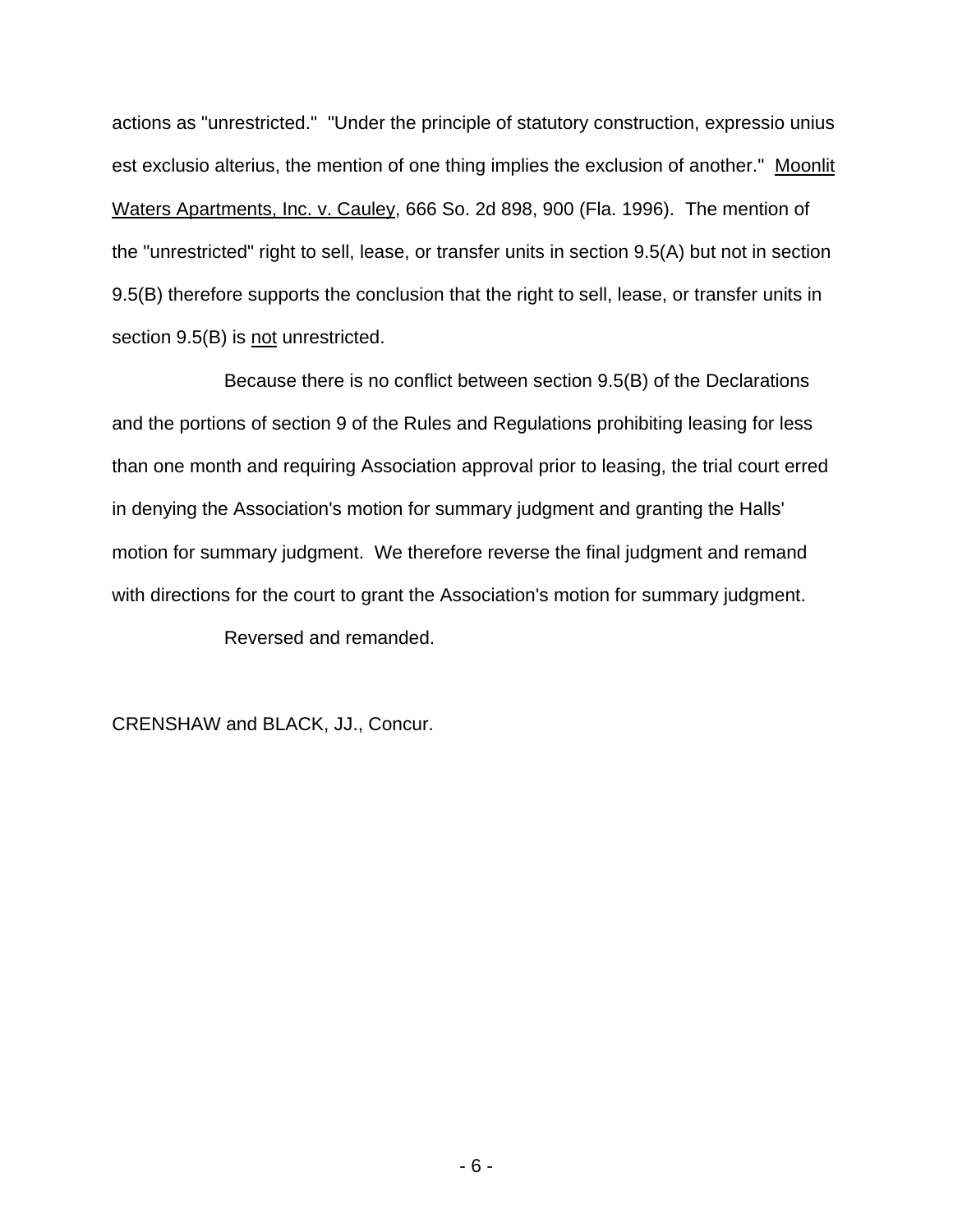actions as "unrestricted." "Under the principle of statutory construction, expressio unius est exclusio alterius, the mention of one thing implies the exclusion of another." Moonlit Waters Apartments, Inc. v. Cauley, 666 So. 2d 898, 900 (Fla. 1996). The mention of the "unrestricted" right to sell, lease, or transfer units in section 9.5(A) but not in section 9.5(B) therefore supports the conclusion that the right to sell, lease, or transfer units in section 9.5(B) is not unrestricted.

Because there is no conflict between section 9.5(B) of the Declarations and the portions of section 9 of the Rules and Regulations prohibiting leasing for less than one month and requiring Association approval prior to leasing, the trial court erred in denying the Association's motion for summary judgment and granting the Halls' motion for summary judgment. We therefore reverse the final judgment and remand with directions for the court to grant the Association's motion for summary judgment.

Reversed and remanded.

CRENSHAW and BLACK, JJ., Concur.